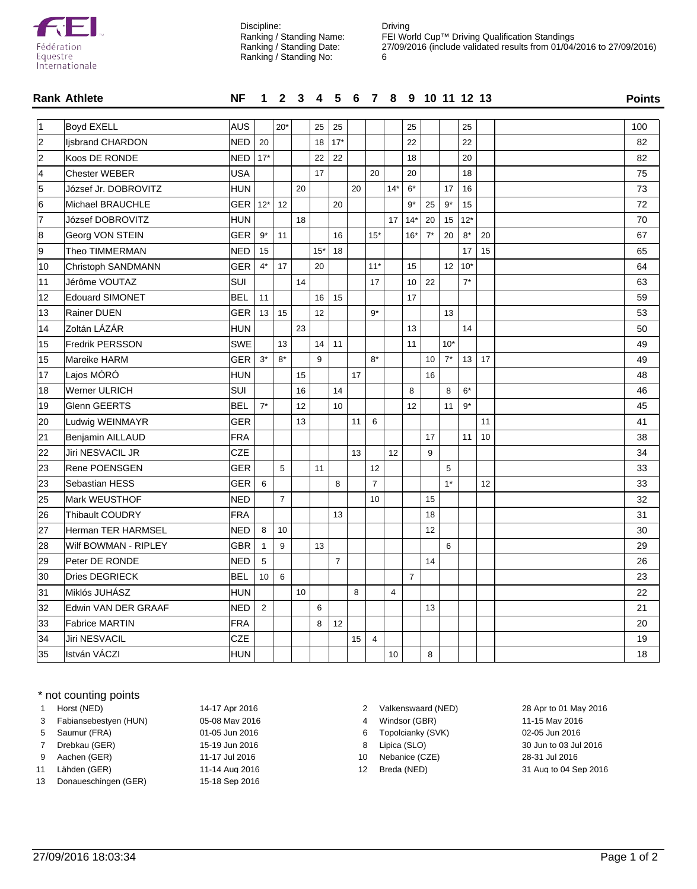Discipline: Driving
Ranking / Standing Name: FEI World Cup™ Driving Qualification Standings
Ranking / Standing Date: 27/09/2016 (include validated results from 01/04/2016 to 27/09/2016)
Ranking / Standing No: 6

| Rank | Athlete | NF | 1 | 2 | 3 | 4 | 5 | 6 | 7 | 8 | 9 | 10 | 11 | 12 | 13 | Points |
|---|---|---|---|---|---|---|---|---|---|---|---|---|---|---|---|---|
| 1 | Boyd EXELL | AUS | | 20* | | 25 | 25 | | | | 25 | | | 25 | | 100 |
| 2 | Ijsbrand CHARDON | NED | 20 | | | 18 | 17* | | | | 22 | | | 22 | | 82 |
| 2 | Koos DE RONDE | NED | 17* | | | 22 | 22 | | | | 18 | | | 20 | | 82 |
| 4 | Chester WEBER | USA | | | | 17 | | | 20 | | 20 | | | 18 | | 75 |
| 5 | József Jr. DOBROVITZ | HUN | | | 20 | | | 20 | | 14* | 6* | | 17 | 16 | | 73 |
| 6 | Michael BRAUCHLE | GER | 12* | 12 | | | 20 | | | | 9* | 25 | 9* | 15 | | 72 |
| 7 | József DOBROVITZ | HUN | | | 18 | | | | | 17 | 14* | 20 | 15 | 12* | | 70 |
| 8 | Georg VON STEIN | GER | 9* | 11 | | | 16 | | 15* | | 16* | 7* | 20 | 8* | 20 | 67 |
| 9 | Theo TIMMERMAN | NED | 15 | | | 15* | 18 | | | | | | | 17 | 15 | 65 |
| 10 | Christoph SANDMANN | GER | 4* | 17 | | 20 | | | 11* | | 15 | | 12 | 10* | | 64 |
| 11 | Jérôme VOUTAZ | SUI | | | 14 | | | | 17 | | 10 | 22 | | 7* | | 63 |
| 12 | Edouard SIMONET | BEL | 11 | | | 16 | 15 | | | | 17 | | | | | 59 |
| 13 | Rainer DUEN | GER | 13 | 15 | | 12 | | | 9* | | | | 13 | | | 53 |
| 14 | Zoltán LÁZÁR | HUN | | | 23 | | | | | | 13 | | | 14 | | 50 |
| 15 | Fredrik PERSSON | SWE | | 13 | | 14 | 11 | | | | 11 | | 10* | | | 49 |
| 15 | Mareike HARM | GER | 3* | 8* | | 9 | | | 8* | | | 10 | 7* | 13 | 17 | 49 |
| 17 | Lajos MÓRÓ | HUN | | | 15 | | | 17 | | | | 16 | | | | 48 |
| 18 | Werner ULRICH | SUI | | | 16 | | 14 | | | | 8 | | 8 | 6* | | 46 |
| 19 | Glenn GEERTS | BEL | 7* | | 12 | | 10 | | | | 12 | | 11 | 9* | | 45 |
| 20 | Ludwig WEINMAYR | GER | | | 13 | | | 11 | 6 | | | | | | 11 | 41 |
| 21 | Benjamin AILLAUD | FRA | | | | | | | | | | 17 | | 11 | 10 | 38 |
| 22 | Jiri NESVACIL JR | CZE | | | | | | 13 | | 12 | | 9 | | | | 34 |
| 23 | Rene POENSGEN | GER | | 5 | | 11 | | | 12 | | | | 5 | | | 33 |
| 23 | Sebastian HESS | GER | 6 | | | | 8 | | 7 | | | | 1* | | 12 | 33 |
| 25 | Mark WEUSTHOF | NED | | 7 | | | | | 10 | | | 15 | | | | 32 |
| 26 | Thibault COUDRY | FRA | | | | | 13 | | | | | 18 | | | | 31 |
| 27 | Herman TER HARMSEL | NED | 8 | 10 | | | | | | | | 12 | | | | 30 |
| 28 | Wilf BOWMAN - RIPLEY | GBR | 1 | 9 | | 13 | | | | | | | 6 | | | 29 |
| 29 | Peter DE RONDE | NED | 5 | | | | 7 | | | | | 14 | | | | 26 |
| 30 | Dries DEGRIECK | BEL | 10 | 6 | | | | | | | 7 | | | | | 23 |
| 31 | Miklós JUHÁSZ | HUN | | | 10 | | | 8 | | 4 | | | | | | 22 |
| 32 | Edwin VAN DER GRAAF | NED | 2 | | | 6 | | | | | | 13 | | | | 21 |
| 33 | Fabrice MARTIN | FRA | | | | 8 | 12 | | | | | | | | | 20 |
| 34 | Jiri NESVACIL | CZE | | | | | | 15 | 4 | | | | | | | 19 |
| 35 | István VÁCZI | HUN | | | | | | | | 10 | | 8 | | | | 18 |

\* not counting points

| No | Event | Dates |
|---|---|---|
| 1 | Horst (NED) | 14-17 Apr 2016 |
| 2 | Valkenswaard (NED) | 28 Apr to 01 May 2016 |
| 3 | Fabiansebestyen (HUN) | 05-08 May 2016 |
| 4 | Windsor (GBR) | 11-15 May 2016 |
| 5 | Saumur (FRA) | 01-05 Jun 2016 |
| 6 | Topolcianky (SVK) | 02-05 Jun 2016 |
| 7 | Drebkau (GER) | 15-19 Jun 2016 |
| 8 | Lipica (SLO) | 30 Jun to 03 Jul 2016 |
| 9 | Aachen (GER) | 11-17 Jul 2016 |
| 10 | Nebanice (CZE) | 28-31 Jul 2016 |
| 11 | Lähden (GER) | 11-14 Aug 2016 |
| 12 | Breda (NED) | 31 Aug to 04 Sep 2016 |
| 13 | Donaueschingen (GER) | 15-18 Sep 2016 |

27/09/2016 18:03:34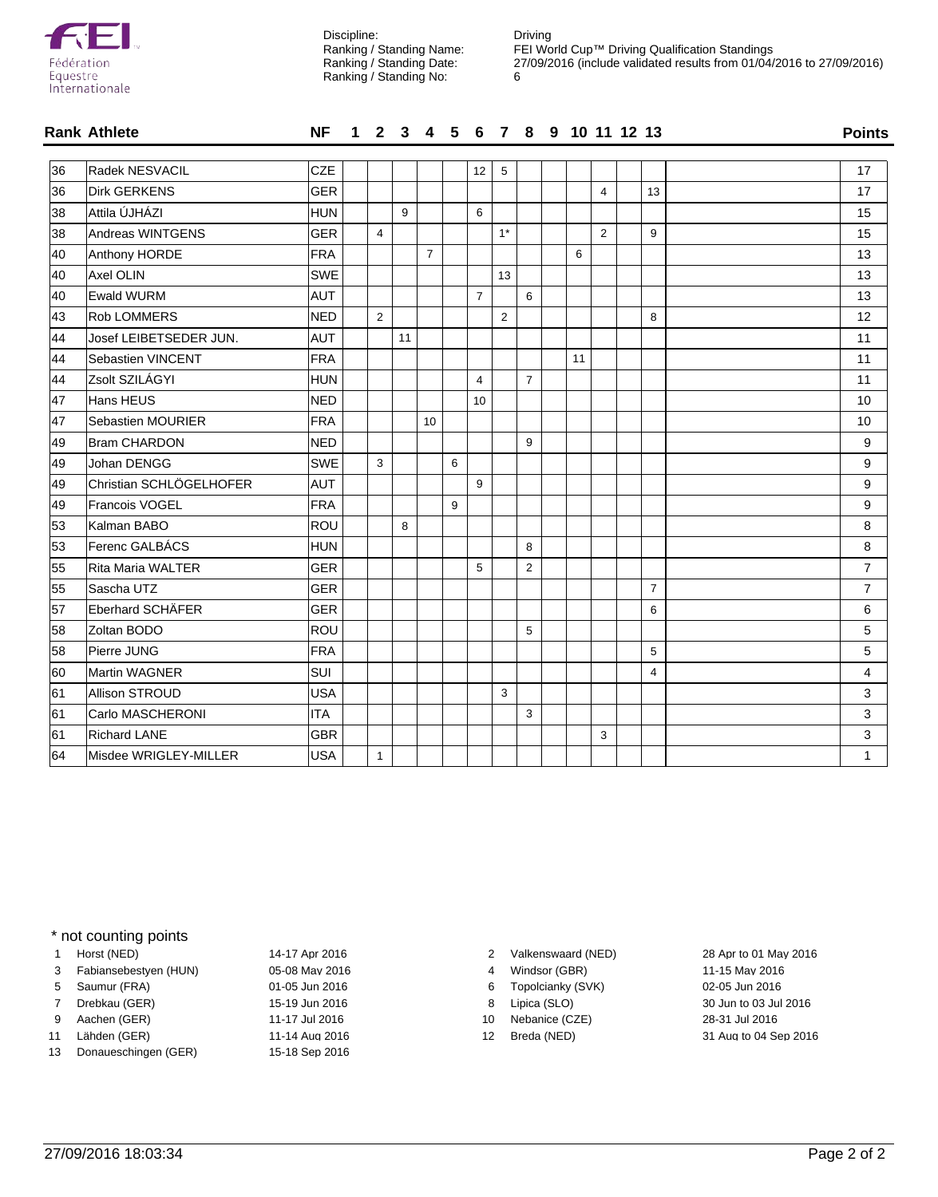Discipline: Driving
Ranking / Standing Name: FEI World Cup™ Driving Qualification Standings
Ranking / Standing Date: 27/09/2016 (include validated results from 01/04/2016 to 27/09/2016)
Ranking / Standing No: 6

| Rank | Athlete | NF | 1 | 2 | 3 | 4 | 5 | 6 | 7 | 8 | 9 | 10 | 11 | 12 | 13 | Points |
|---|---|---|---|---|---|---|---|---|---|---|---|---|---|---|---|---|
| 36 | Radek NESVACIL | CZE | | | | | | 12 | 5 | | | | | | | 17 |
| 36 | Dirk GERKENS | GER | | | | | | | | | | | 4 | | 13 | 17 |
| 38 | Attila ÚJHÁZI | HUN | | | 9 | | | 6 | | | | | | | | 15 |
| 38 | Andreas WINTGENS | GER | | 4 | | | | | 1* | | | | 2 | | 9 | 15 |
| 40 | Anthony HORDE | FRA | | | | 7 | | | | | | 6 | | | | 13 |
| 40 | Axel OLIN | SWE | | | | | | | 13 | | | | | | | 13 |
| 40 | Ewald WURM | AUT | | | | | | 7 | | 6 | | | | | | 13 |
| 43 | Rob LOMMERS | NED | | 2 | | | | | 2 | | | | | | 8 | 12 |
| 44 | Josef LEIBETSEDER JUN. | AUT | | | 11 | | | | | | | | | | | 11 |
| 44 | Sebastien VINCENT | FRA | | | | | | | | | | 11 | | | | 11 |
| 44 | Zsolt SZILÁGYI | HUN | | | | | | 4 | | 7 | | | | | | 11 |
| 47 | Hans HEUS | NED | | | | | | 10 | | | | | | | | 10 |
| 47 | Sebastien MOURIER | FRA | | | | 10 | | | | | | | | | | 10 |
| 49 | Bram CHARDON | NED | | | | | | | | 9 | | | | | | 9 |
| 49 | Johan DENGG | SWE | | 3 | | | 6 | | | | | | | | | 9 |
| 49 | Christian SCHLÖGELHOFER | AUT | | | | | | 9 | | | | | | | | 9 |
| 49 | Francois VOGEL | FRA | | | | | 9 | | | | | | | | | 9 |
| 53 | Kalman BABO | ROU | | | 8 | | | | | | | | | | | 8 |
| 53 | Ferenc GALBÁCS | HUN | | | | | | | | 8 | | | | | | 8 |
| 55 | Rita Maria WALTER | GER | | | | | | 5 | | 2 | | | | | | 7 |
| 55 | Sascha UTZ | GER | | | | | | | | | | | | | 7 | 7 |
| 57 | Eberhard SCHÄFER | GER | | | | | | | | | | | | | 6 | 6 |
| 58 | Zoltan BODO | ROU | | | | | | | | 5 | | | | | | 5 |
| 58 | Pierre JUNG | FRA | | | | | | | | | | | | | 5 | 5 |
| 60 | Martin WAGNER | SUI | | | | | | | | | | | | | 4 | 4 |
| 61 | Allison STROUD | USA | | | | | | | 3 | | | | | | | 3 |
| 61 | Carlo MASCHERONI | ITA | | | | | | | | 3 | | | | | | 3 |
| 61 | Richard LANE | GBR | | | | | | | | | | | 3 | | | 3 |
| 64 | Misdee WRIGLEY-MILLER | USA | | 1 | | | | | | | | | | | | 1 |

\* not counting points

| | | |
|---|---|---|
| 1 | Horst (NED) | 14-17 Apr 2016 |
| 2 | Valkenswaard (NED) | 28 Apr to 01 May 2016 |
| 3 | Fabiansebestyen (HUN) | 05-08 May 2016 |
| 4 | Windsor (GBR) | 11-15 May 2016 |
| 5 | Saumur (FRA) | 01-05 Jun 2016 |
| 6 | Topolcianky (SVK) | 02-05 Jun 2016 |
| 7 | Drebkau (GER) | 15-19 Jun 2016 |
| 8 | Lipica (SLO) | 30 Jun to 03 Jul 2016 |
| 9 | Aachen (GER) | 11-17 Jul 2016 |
| 10 | Nebanice (CZE) | 28-31 Jul 2016 |
| 11 | Lähden (GER) | 11-14 Aug 2016 |
| 12 | Breda (NED) | 31 Aug to 04 Sep 2016 |
| 13 | Donaueschingen (GER) | 15-18 Sep 2016 |

27/09/2016 18:03:34